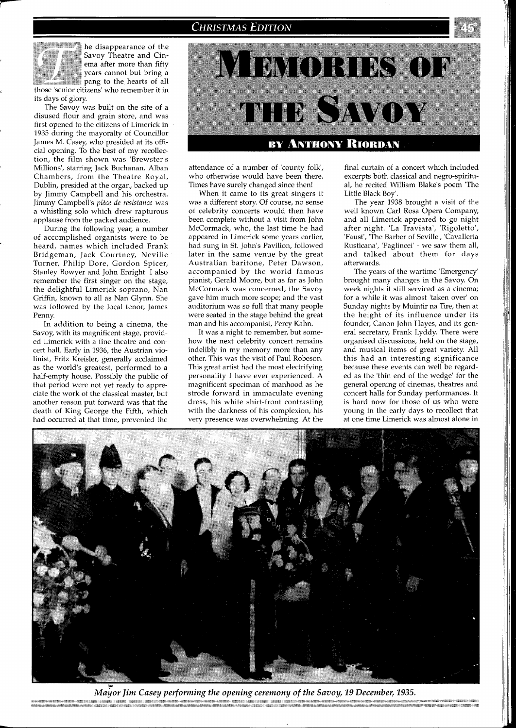# Memories of the Savoy

**By Anthony Riordan**

The disappearance of the Savoy Theatre and Cinema after more than fifty years cannot but bring a pang to the hearts of all those 'senior citizens' who remember it in its days of glory.

The Savoy was built on the site of a disused flour and grain store, and was first opened to the citizens of Limerick in 1935 during the mayoralty of Councillor James M. Casey, who presided at its official opening. To the best of my recollection, the film shown was 'Brewster's Millions', starring Jack Buchanan. Alban Chambers, from the Theatre Royal, Dublin, presided at the organ, backed up by Jimmy Campbell and his orchestra. Jimmy Campbell's *pièce de resistance* was a whistling solo which drew rapturous applause from the packed audience.

During the following year, a number of accomplished organists were to be heard, names which included Frank Bridgeman, Jack Courtney, Neville Turner, Philip Dore, Gordon Spicer, Stanley Bowyer and John Enright. I also remember the first singer on the stage, the delightful Limerick soprano, Nan Griffin, known to all as Nan Glynn. She was followed by the local tenor, James Penny.

In addition to being a cinema, the Savoy, with its magnificent stage, provided Limerick with a fine theatre and concert hall. Early in 1936, the Austrian violinist, Fritz Kreisler, generally acclaimed as the world's greatest, performed to a half-empty house. Possibly the public of that period were not yet ready to appreciate the work of the classical master, but another reason put forward was that the death of King George the Fifth, which had occurred at that time, prevented the attendance of a number of 'county folk', who otherwise would have been there. Times have surely changed since then!

When it came to its great singers it was a different story. Of course, no sense of celebrity concerts would then have been complete without a visit from John McCormack, who, the last time he had appeared in Limerick some years earlier, had sung in St. John's Pavilion, followed later in the same venue by the great Australian baritone, Peter Dawson, accompanied by the world famous pianist, Gerald Moore, but as far as John McCormack was concerned, the Savoy gave him much more scope; and the vast auditorium was so full that many people were seated in the stage behind the great man and his accompanist, Percy Kahn.

It was a night to remember, but somehow the next celebrity concert remains indelibly in my memory more than any other. This was the visit of Paul Robeson. This great artist had the most electrifying personality I have ever experienced. A magnificent speciman of manhood as he strode forward in immaculate evening dress, his white shirt-front contrasting with the darkness of his complexion, his very presence was overwhelming. At the final curtain of a concert which included excerpts both classical and negro-spiritual, he recited William Blake's poem 'The Little Black Boy'.

The year 1938 brought a visit of the well known Carl Rosa Opera Company, and all Limerick appeared to go night after night. 'La Traviata', 'Rigoletto', 'Faust', 'The Barber of Seville', 'Cavalleria Rusticana', 'Paglincei' - we saw them all, and talked about them for days afterwards.

The years of the wartime 'Emergency' brought many changes in the Savoy. On week nights it still serviced as a cinema; for a while it was almost 'taken over' on Sunday nights by Muintir na Tire, then at the height of its influence under its founder, Canon John Hayes, and its general secretary, Frank Lyddy. There were organised discussions, held on the stage, and musical items of great variety. All this had an interesting significance because these events can well be regarded as the 'thin end of the wedge' for the general opening of cinemas, theatres and concert halls for Sunday performances. It is hard now for those of us who were young in the early days to recollect that at one time Limerick was almost alone in

*Mayor Jim Casey performing the opening ceremony of the Savoy, 19 December, 1935.*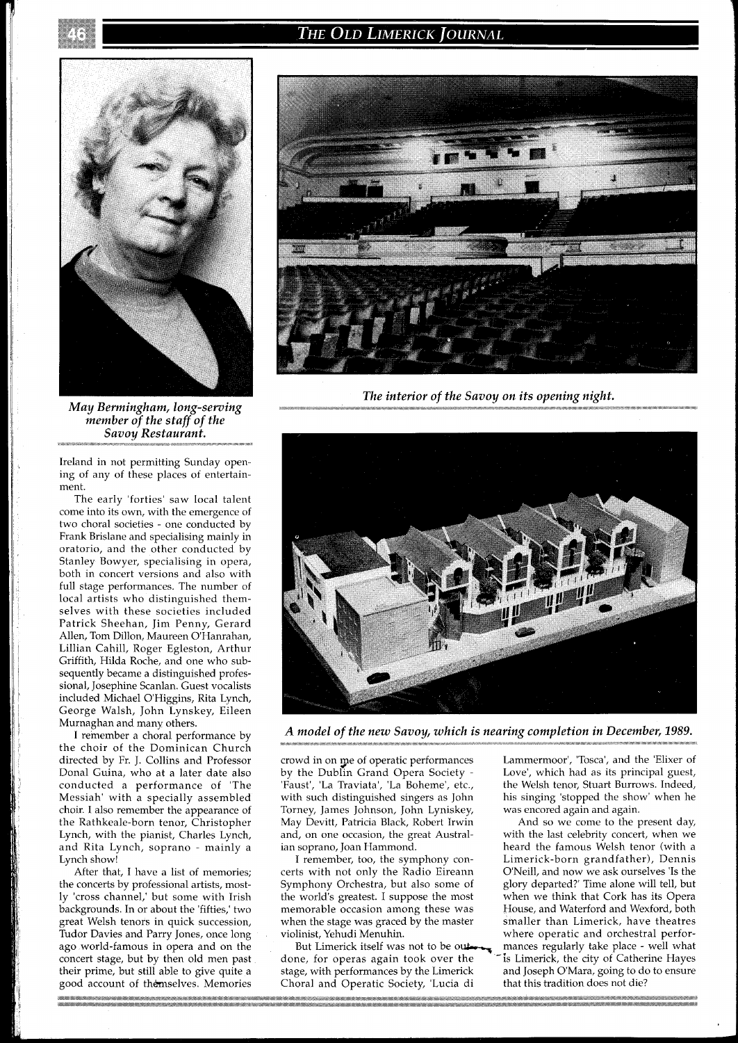*May Bermingham, long-serving member of the staff of the Savoy Restaurant.*

*The interior of the Savoy on its opening night.*

*A model of the new Savoy, which is nearing completion in December, 1989.*

Ireland in not permitting Sunday opening of any of these places of entertainment.

The early 'forties' saw local talent come into its own, with the emergence of two choral societies - one conducted by Frank Brislane and specialising mainly in oratorio, and the other conducted by Stanley Bowyer, specialising in opera, both in concert versions and also with full stage performances. The number of local artists who distinguished themselves with these societies included Patrick Sheehan, Jim Penny, Gerard Allen, Tom Dillon, Maureen O'Hanrahan, Lillian Cahill, Roger Egleston, Arthur Griffith, Hilda Roche, and one who subsequently became a distinguished professional, Josephine Scanlan. Guest vocalists included Michael O'Higgins, Rita Lynch, George Walsh, John Lynskey, Eileen Murnaghan and many others.

I remember a choral performance by the choir of the Dominican Church directed by Fr. J. Collins and Professor Donal Guina, who at a later date also conducted a performance of 'The Messiah' with a specially assembled choir. I also remember the appearance of the Rathkeale-born tenor, Christopher Lynch, with the pianist, Charles Lynch, and Rita Lynch, soprano - mainly a Lynch show!

After that, I have a list of memories; the concerts by professional artists, mostly 'cross channel,' but some with Irish backgrounds. In or about the 'fifties,' two great Welsh tenors in quick succession, Tudor Davies and Parry Jones, once long ago world-famous in opera and on the concert stage, but by then old men past their prime, but still able to give quite a good account of themselves. Memories crowd in on me of operatic performances by the Dublin Grand Opera Society - 'Faust', 'La Traviata', 'La Boheme', etc., with such distinguished singers as John Torney, James Johnson, John Lyniskey, May Devitt, Patricia Black, Robert Irwin and, on one occasion, the great Australian soprano, Joan Hammond.

I remember, too, the symphony concerts with not only the Radio Eireann Symphony Orchestra, but also some of the world's greatest. I suppose the most memorable occasion among these was when the stage was graced by the master violinist, Yehudi Menuhin.

But Limerick itself was not to be outdone, for operas again took over the stage, with performances by the Limerick Choral and Operatic Society, 'Lucia di Lammermoor', 'Tosca', and the 'Elixer of Love', which had as its principal guest, the Welsh tenor, Stuart Burrows. Indeed, his singing 'stopped the show' when he was encored again and again.

And so we come to the present day, with the last celebrity concert, when we heard the famous Welsh tenor (with a Limerick-born grandfather), Dennis O'Neill, and now we ask ourselves 'Is the glory departed?' Time alone will tell, but when we think that Cork has its Opera House, and Waterford and Wexford, both smaller than Limerick, have theatres where operatic and orchestral performances regularly take place - well what is Limerick, the city of Catherine Hayes and Joseph O'Mara, going to do to ensure that this tradition does not die?